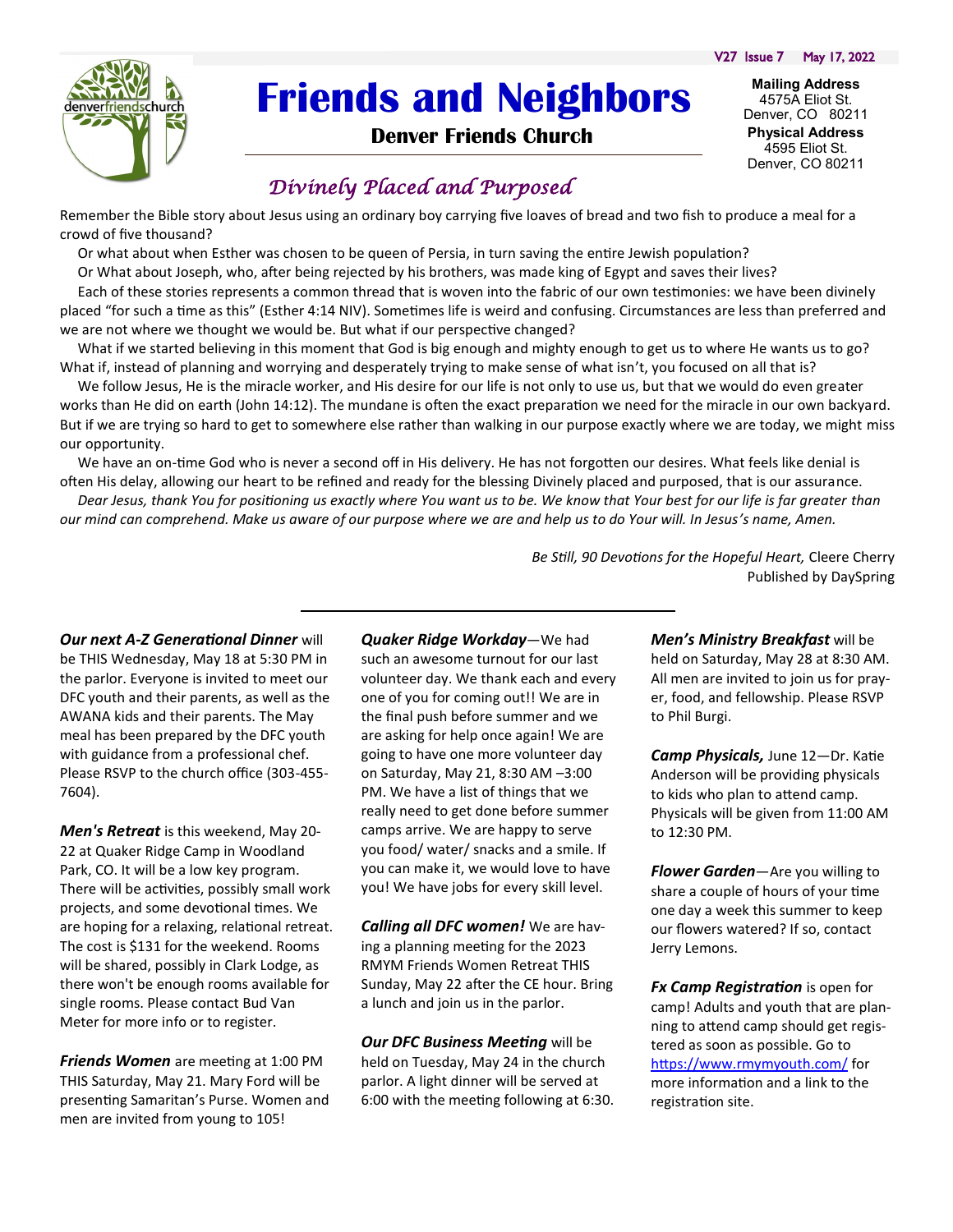# Friends and Neighbors

**Denver Friends Church**

V27 Issue 7 May 17, 2022

**Mailing Address**
4575A Eliot St.
Denver, CO 80211
**Physical Address**
4595 Eliot St.
Denver, CO 80211

## *Divinely Placed and Purposed*

Remember the Bible story about Jesus using an ordinary boy carrying five loaves of bread and two fish to produce a meal for a crowd of five thousand?

Or what about when Esther was chosen to be queen of Persia, in turn saving the entire Jewish population?

Or What about Joseph, who, after being rejected by his brothers, was made king of Egypt and saves their lives?

Each of these stories represents a common thread that is woven into the fabric of our own testimonies: we have been divinely placed "for such a time as this" (Esther 4:14 NIV). Sometimes life is weird and confusing. Circumstances are less than preferred and we are not where we thought we would be. But what if our perspective changed?

What if we started believing in this moment that God is big enough and mighty enough to get us to where He wants us to go? What if, instead of planning and worrying and desperately trying to make sense of what isn't, you focused on all that is?

We follow Jesus, He is the miracle worker, and His desire for our life is not only to use us, but that we would do even greater works than He did on earth (John 14:12). The mundane is often the exact preparation we need for the miracle in our own backyard. But if we are trying so hard to get to somewhere else rather than walking in our purpose exactly where we are today, we might miss our opportunity.

We have an on-time God who is never a second off in His delivery. He has not forgotten our desires. What feels like denial is often His delay, allowing our heart to be refined and ready for the blessing Divinely placed and purposed, that is our assurance.

*Dear Jesus, thank You for positioning us exactly where You want us to be. We know that Your best for our life is far greater than our mind can comprehend. Make us aware of our purpose where we are and help us to do Your will. In Jesus's name, Amen.*

*Be Still, 90 Devotions for the Hopeful Heart,* Cleere Cherry
Published by DaySpring

---

***Our next A-Z Generational Dinner*** will be THIS Wednesday, May 18 at 5:30 PM in the parlor. Everyone is invited to meet our DFC youth and their parents, as well as the AWANA kids and their parents. The May meal has been prepared by the DFC youth with guidance from a professional chef. Please RSVP to the church office (303-455-7604).

***Men's Retreat*** is this weekend, May 20-22 at Quaker Ridge Camp in Woodland Park, CO. It will be a low key program. There will be activities, possibly small work projects, and some devotional times. We are hoping for a relaxing, relational retreat. The cost is $131 for the weekend. Rooms will be shared, possibly in Clark Lodge, as there won't be enough rooms available for single rooms. Please contact Bud Van Meter for more info or to register.

***Friends Women*** are meeting at 1:00 PM THIS Saturday, May 21. Mary Ford will be presenting Samaritan's Purse. Women and men are invited from young to 105!

***Quaker Ridge Workday***—We had such an awesome turnout for our last volunteer day. We thank each and every one of you for coming out!! We are in the final push before summer and we are asking for help once again! We are going to have one more volunteer day on Saturday, May 21, 8:30 AM –3:00 PM. We have a list of things that we really need to get done before summer camps arrive. We are happy to serve you food/ water/ snacks and a smile. If you can make it, we would love to have you! We have jobs for every skill level.

***Calling all DFC women!*** We are having a planning meeting for the 2023 RMYM Friends Women Retreat THIS Sunday, May 22 after the CE hour. Bring a lunch and join us in the parlor.

***Our DFC Business Meeting*** will be held on Tuesday, May 24 in the church parlor. A light dinner will be served at 6:00 with the meeting following at 6:30.

***Men's Ministry Breakfast*** will be held on Saturday, May 28 at 8:30 AM. All men are invited to join us for prayer, food, and fellowship. Please RSVP to Phil Burgi.

***Camp Physicals,*** June 12—Dr. Katie Anderson will be providing physicals to kids who plan to attend camp. Physicals will be given from 11:00 AM to 12:30 PM.

***Flower Garden***—Are you willing to share a couple of hours of your time one day a week this summer to keep our flowers watered? If so, contact Jerry Lemons.

***Fx Camp Registration*** is open for camp! Adults and youth that are planning to attend camp should get registered as soon as possible. Go to https://www.rmymyouth.com/ for more information and a link to the registration site.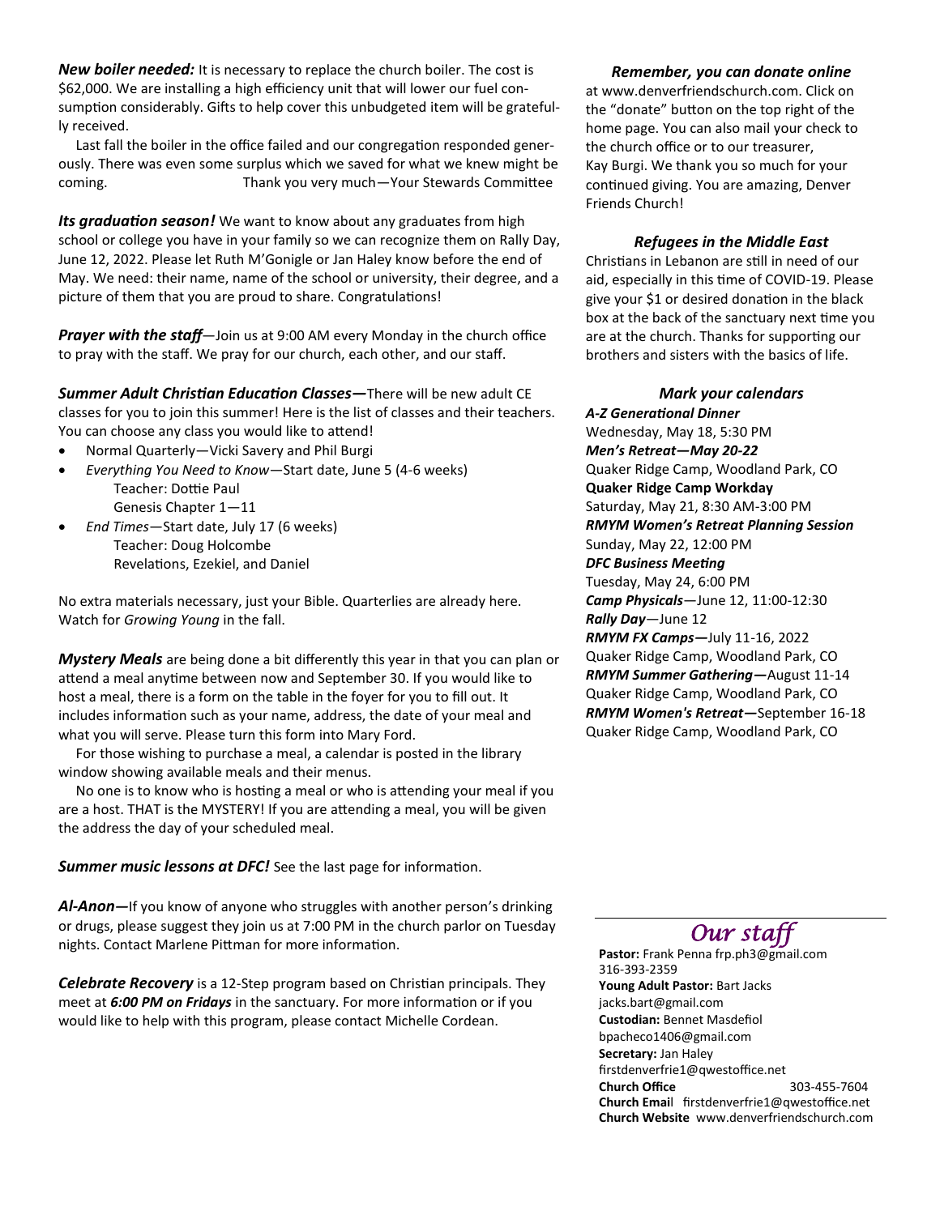***New boiler needed:*** It is necessary to replace the church boiler. The cost is $62,000. We are installing a high efficiency unit that will lower our fuel consumption considerably. Gifts to help cover this unbudgeted item will be gratefully received.

Last fall the boiler in the office failed and our congregation responded generously. There was even some surplus which we saved for what we knew might be coming. Thank you very much—Your Stewards Committee

***Its graduation season!*** We want to know about any graduates from high school or college you have in your family so we can recognize them on Rally Day, June 12, 2022. Please let Ruth M'Gonigle or Jan Haley know before the end of May. We need: their name, name of the school or university, their degree, and a picture of them that you are proud to share. Congratulations!

***Prayer with the staff***—Join us at 9:00 AM every Monday in the church office to pray with the staff. We pray for our church, each other, and our staff.

***Summer Adult Christian Education Classes—***There will be new adult CE classes for you to join this summer! Here is the list of classes and their teachers. You can choose any class you would like to attend!

- Normal Quarterly—Vicki Savery and Phil Burgi
- *Everything You Need to Know*—Start date, June 5 (4-6 weeks)
  Teacher: Dottie Paul
  Genesis Chapter 1—11
- *End Times*—Start date, July 17 (6 weeks)
  Teacher: Doug Holcombe
  Revelations, Ezekiel, and Daniel

No extra materials necessary, just your Bible. Quarterlies are already here. Watch for *Growing Young* in the fall.

***Mystery Meals*** are being done a bit differently this year in that you can plan or attend a meal anytime between now and September 30. If you would like to host a meal, there is a form on the table in the foyer for you to fill out. It includes information such as your name, address, the date of your meal and what you will serve. Please turn this form into Mary Ford.

For those wishing to purchase a meal, a calendar is posted in the library window showing available meals and their menus.

No one is to know who is hosting a meal or who is attending your meal if you are a host. THAT is the MYSTERY! If you are attending a meal, you will be given the address the day of your scheduled meal.

***Summer music lessons at DFC!*** See the last page for information.

***Al-Anon—***If you know of anyone who struggles with another person's drinking or drugs, please suggest they join us at 7:00 PM in the church parlor on Tuesday nights. Contact Marlene Pittman for more information.

***Celebrate Recovery*** is a 12-Step program based on Christian principals. They meet at ***6:00 PM on Fridays*** in the sanctuary. For more information or if you would like to help with this program, please contact Michelle Cordean.

### *Remember, you can donate online*

at www.denverfriendschurch.com. Click on the "donate" button on the top right of the home page. You can also mail your check to the church office or to our treasurer, Kay Burgi. We thank you so much for your continued giving. You are amazing, Denver Friends Church!

### *Refugees in the Middle East*

Christians in Lebanon are still in need of our aid, especially in this time of COVID-19. Please give your $1 or desired donation in the black box at the back of the sanctuary next time you are at the church. Thanks for supporting our brothers and sisters with the basics of life.

### *Mark your calendars*

***A-Z Generational Dinner***
Wednesday, May 18, 5:30 PM
***Men's Retreat—May 20-22***
Quaker Ridge Camp, Woodland Park, CO
**Quaker Ridge Camp Workday**
Saturday, May 21, 8:30 AM-3:00 PM
***RMYM Women's Retreat Planning Session***
Sunday, May 22, 12:00 PM
***DFC Business Meeting***
Tuesday, May 24, 6:00 PM
***Camp Physicals***—June 12, 11:00-12:30
***Rally Day***—June 12
***RMYM FX Camps—***July 11-16, 2022
Quaker Ridge Camp, Woodland Park, CO
***RMYM Summer Gathering—***August 11-14
Quaker Ridge Camp, Woodland Park, CO
***RMYM Women's Retreat—***September 16-18
Quaker Ridge Camp, Woodland Park, CO

## *Our staff*

**Pastor:** Frank Penna frp.ph3@gmail.com
316-393-2359
**Young Adult Pastor:** Bart Jacks
jacks.bart@gmail.com
**Custodian:** Bennet Masdefiol
bpacheco1406@gmail.com
**Secretary:** Jan Haley
firstdenverfrie1@qwestoffice.net
**Church Office** 303-455-7604
**Church Email** firstdenverfrie1@qwestoffice.net
**Church Website** www.denverfriendschurch.com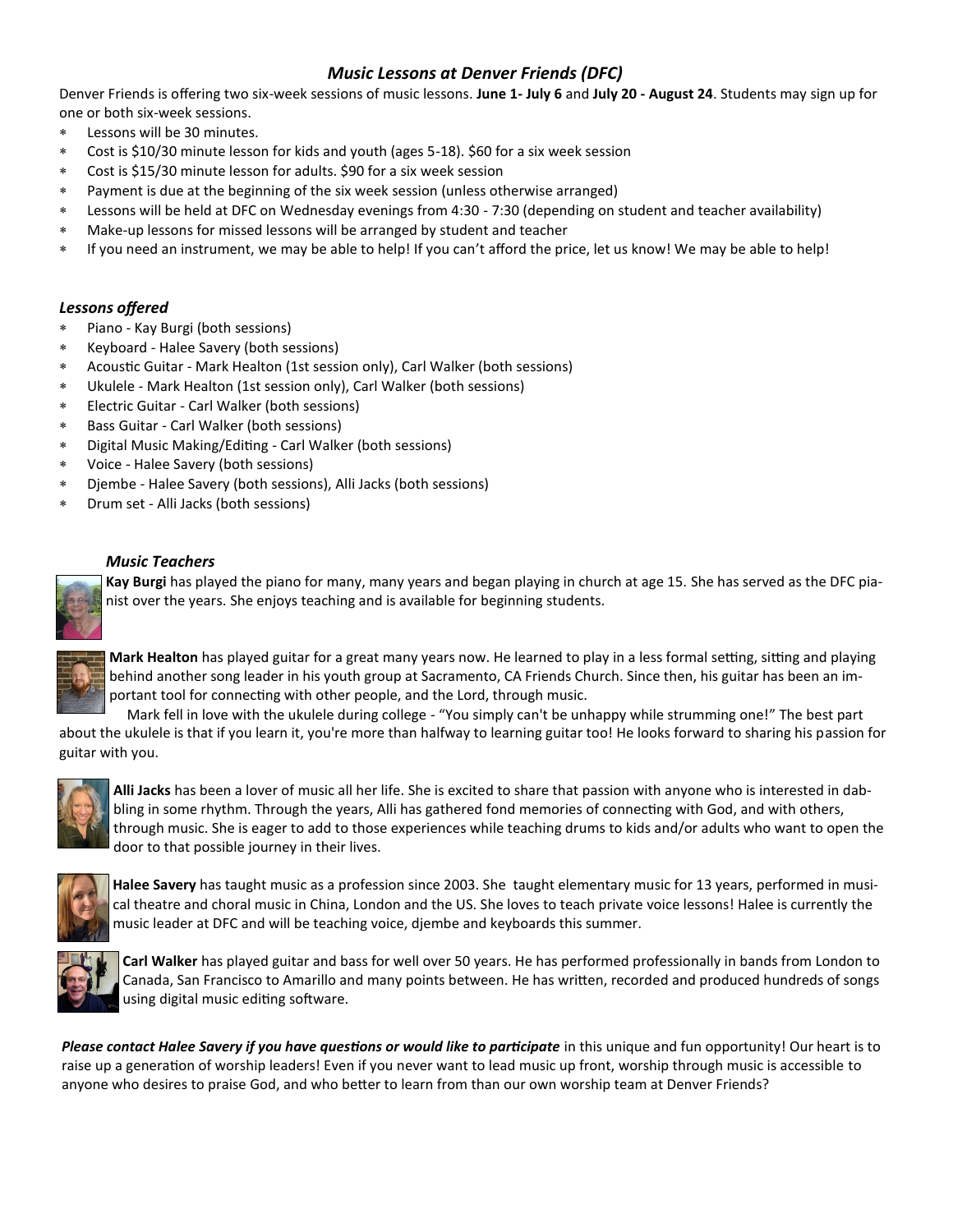## *Music Lessons at Denver Friends (DFC)*

Denver Friends is offering two six-week sessions of music lessons. **June 1- July 6** and **July 20 - August 24**. Students may sign up for one or both six-week sessions.

* Lessons will be 30 minutes.
* Cost is $10/30 minute lesson for kids and youth (ages 5-18). $60 for a six week session
* Cost is $15/30 minute lesson for adults. $90 for a six week session
* Payment is due at the beginning of the six week session (unless otherwise arranged)
* Lessons will be held at DFC on Wednesday evenings from 4:30 - 7:30 (depending on student and teacher availability)
* Make-up lessons for missed lessons will be arranged by student and teacher
* If you need an instrument, we may be able to help! If you can't afford the price, let us know! We may be able to help!

### *Lessons offered*

* Piano - Kay Burgi (both sessions)
* Keyboard - Halee Savery (both sessions)
* Acoustic Guitar - Mark Healton (1st session only), Carl Walker (both sessions)
* Ukulele - Mark Healton (1st session only), Carl Walker (both sessions)
* Electric Guitar - Carl Walker (both sessions)
* Bass Guitar - Carl Walker (both sessions)
* Digital Music Making/Editing - Carl Walker (both sessions)
* Voice - Halee Savery (both sessions)
* Djembe - Halee Savery (both sessions), Alli Jacks (both sessions)
* Drum set - Alli Jacks (both sessions)

### *Music Teachers*

**Kay Burgi** has played the piano for many, many years and began playing in church at age 15. She has served as the DFC pianist over the years. She enjoys teaching and is available for beginning students.

**Mark Healton** has played guitar for a great many years now. He learned to play in a less formal setting, sitting and playing behind another song leader in his youth group at Sacramento, CA Friends Church. Since then, his guitar has been an important tool for connecting with other people, and the Lord, through music.

Mark fell in love with the ukulele during college - "You simply can't be unhappy while strumming one!" The best part about the ukulele is that if you learn it, you're more than halfway to learning guitar too! He looks forward to sharing his passion for guitar with you.

**Alli Jacks** has been a lover of music all her life. She is excited to share that passion with anyone who is interested in dabbling in some rhythm. Through the years, Alli has gathered fond memories of connecting with God, and with others, through music. She is eager to add to those experiences while teaching drums to kids and/or adults who want to open the door to that possible journey in their lives.

**Halee Savery** has taught music as a profession since 2003. She taught elementary music for 13 years, performed in musical theatre and choral music in China, London and the US. She loves to teach private voice lessons! Halee is currently the music leader at DFC and will be teaching voice, djembe and keyboards this summer.

**Carl Walker** has played guitar and bass for well over 50 years. He has performed professionally in bands from London to Canada, San Francisco to Amarillo and many points between. He has written, recorded and produced hundreds of songs using digital music editing software.

***Please contact Halee Savery if you have questions or would like to participate*** in this unique and fun opportunity! Our heart is to raise up a generation of worship leaders! Even if you never want to lead music up front, worship through music is accessible to anyone who desires to praise God, and who better to learn from than our own worship team at Denver Friends?